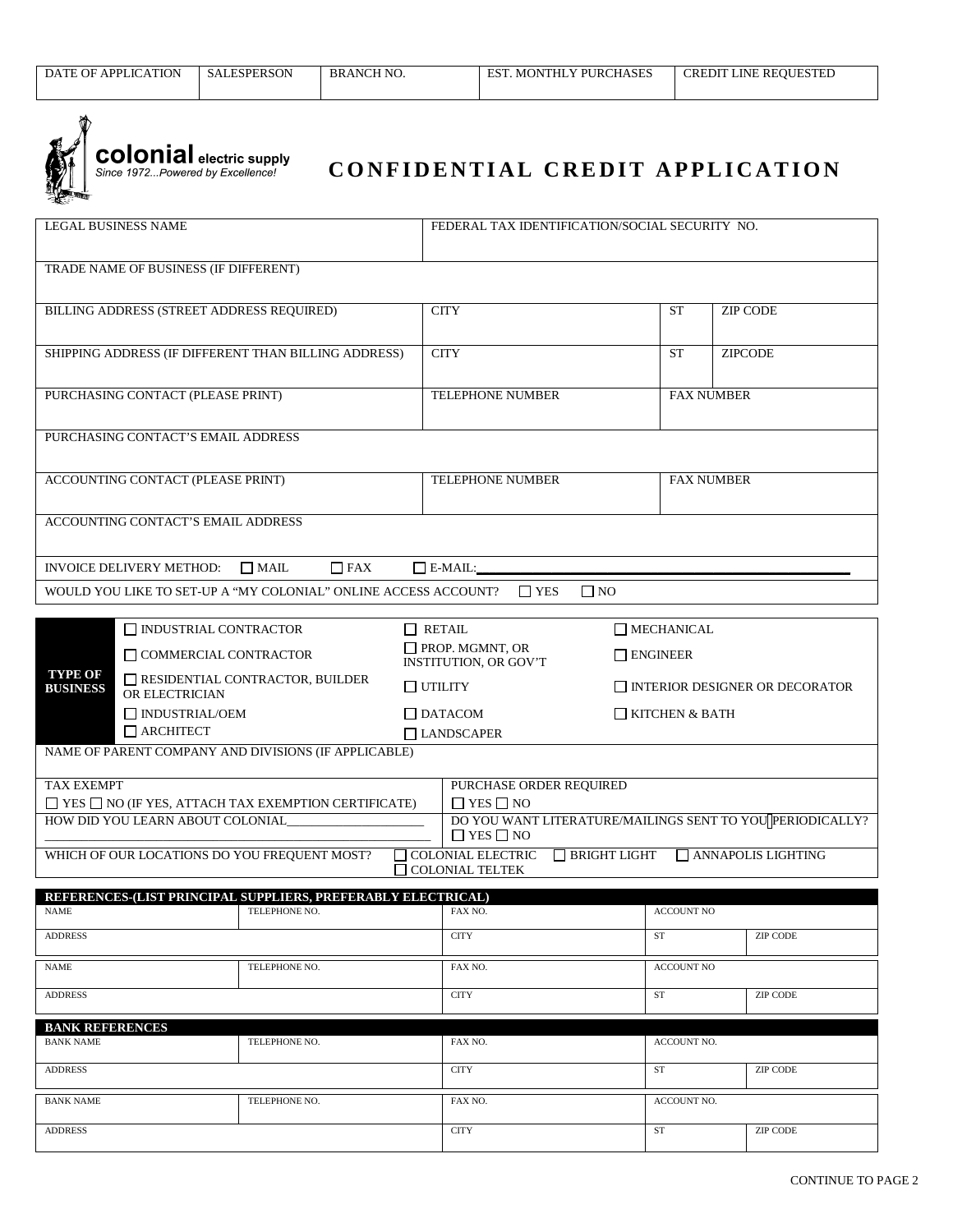| DATE OF APPLICATION | SALESPERSON | BRANCH NO. | EST. MONTHLY PURCHASES | CREDIT LINE REQUESTED |
|---|---|---|---|---|
| | | | | |

**colonial** electric supply
*Since 1972...Powered by Excellence!*

# CONFIDENTIAL CREDIT APPLICATION

| LEGAL BUSINESS NAME | FEDERAL TAX IDENTIFICATION/SOCIAL SECURITY NO. | | |
|---|---|---|---|
| TRADE NAME OF BUSINESS (IF DIFFERENT) | | | |
| BILLING ADDRESS (STREET ADDRESS REQUIRED) | CITY | ST | ZIP CODE |
| SHIPPING ADDRESS (IF DIFFERENT THAN BILLING ADDRESS) | CITY | ST | ZIPCODE |
| PURCHASING CONTACT (PLEASE PRINT) | TELEPHONE NUMBER | FAX NUMBER | |
| PURCHASING CONTACT'S EMAIL ADDRESS | | | |
| ACCOUNTING CONTACT (PLEASE PRINT) | TELEPHONE NUMBER | FAX NUMBER | |
| ACCOUNTING CONTACT'S EMAIL ADDRESS | | | |

INVOICE DELIVERY METHOD: ☐ MAIL ☐ FAX ☐ E-MAIL:________________________________

WOULD YOU LIKE TO SET-UP A "MY COLONIAL" ONLINE ACCESS ACCOUNT? ☐ YES ☐ NO

| **TYPE OF BUSINESS** | | | |
|---|---|---|---|
| | ☐ INDUSTRIAL CONTRACTOR | ☐ RETAIL | ☐ MECHANICAL |
| | ☐ COMMERCIAL CONTRACTOR | ☐ PROP. MGMNT, OR INSTITUTION, OR GOV'T | ☐ ENGINEER |
| | ☐ RESIDENTIAL CONTRACTOR, BUILDER OR ELECTRICIAN | ☐ UTILITY | ☐ INTERIOR DESIGNER OR DECORATOR |
| | ☐ INDUSTRIAL/OEM | ☐ DATACOM | ☐ KITCHEN & BATH |
| | ☐ ARCHITECT | ☐ LANDSCAPER | |

NAME OF PARENT COMPANY AND DIVISIONS (IF APPLICABLE)

| TAX EXEMPT<br>☐ YES ☐ NO (IF YES, ATTACH TAX EXEMPTION CERTIFICATE) | PURCHASE ORDER REQUIRED<br>☐ YES ☐ NO |
|---|---|
| HOW DID YOU LEARN ABOUT COLONIAL______________________ | DO YOU WANT LITERATURE/MAILINGS SENT TO YOU PERIODICALLY?<br>☐ YES ☐ NO |

WHICH OF OUR LOCATIONS DO YOU FREQUENT MOST? ☐ COLONIAL ELECTRIC ☐ BRIGHT LIGHT ☐ ANNAPOLIS LIGHTING ☐ COLONIAL TELTEK

**REFERENCES-(LIST PRINCIPAL SUPPLIERS, PREFERABLY ELECTRICAL)**

| NAME | TELEPHONE NO. | FAX NO. | ACCOUNT NO | |
|---|---|---|---|---|
| ADDRESS | | CITY | ST | ZIP CODE |
| NAME | TELEPHONE NO. | FAX NO. | ACCOUNT NO | |
| ADDRESS | | CITY | ST | ZIP CODE |

**BANK REFERENCES**

| BANK NAME | TELEPHONE NO. | FAX NO. | ACCOUNT NO. | |
|---|---|---|---|---|
| ADDRESS | | CITY | ST | ZIP CODE |
| BANK NAME | TELEPHONE NO. | FAX NO. | ACCOUNT NO. | |
| ADDRESS | | CITY | ST | ZIP CODE |

CONTINUE TO PAGE 2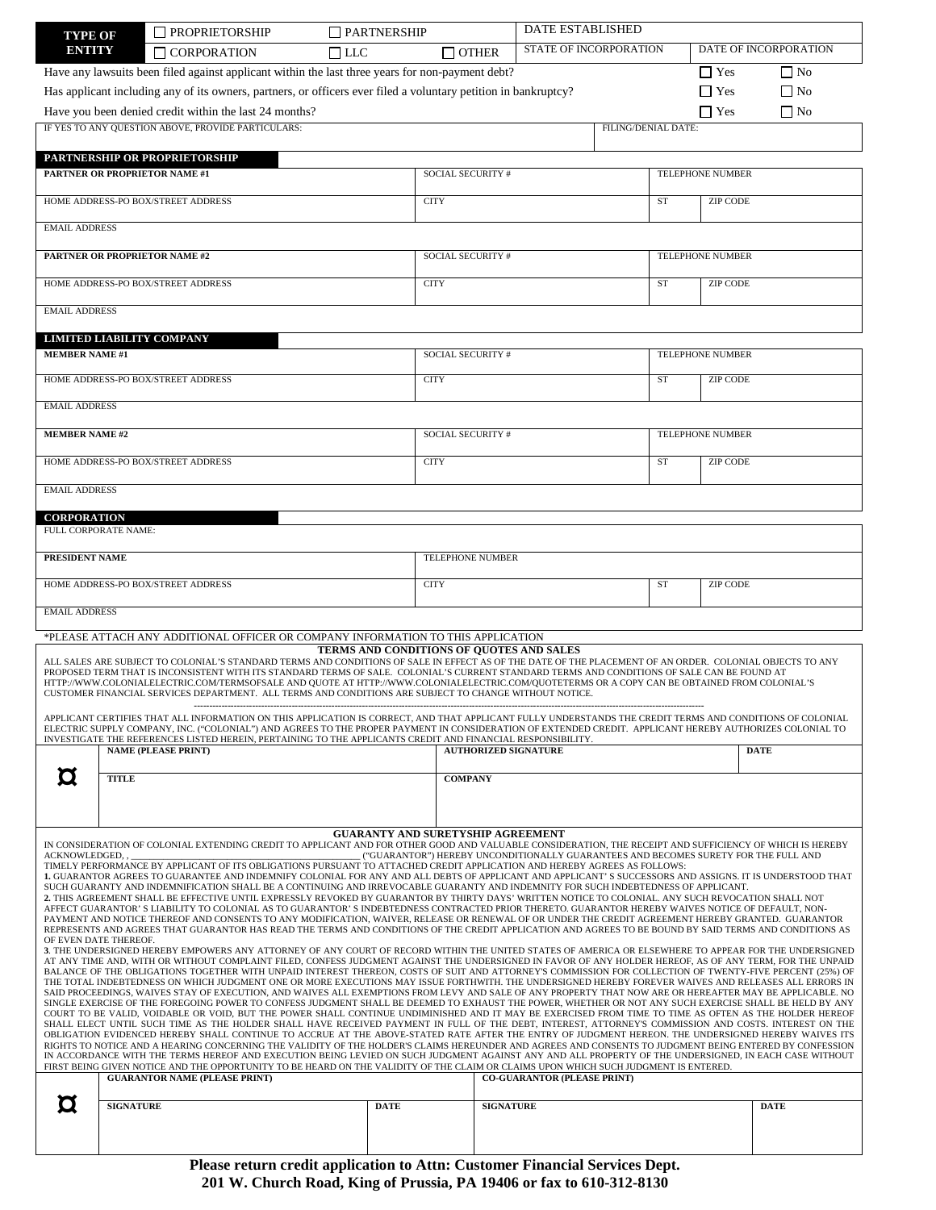| TYPE OF ENTITY | ☐ PROPRIETORSHIP | ☐ PARTNERSHIP | | DATE ESTABLISHED | |
|---|---|---|---|---|---|
| | ☐ CORPORATION | ☐ LLC | ☐ OTHER | STATE OF INCORPORATION | DATE OF INCORPORATION |

| | | |
|---|---|---|
| Have any lawsuits been filed against applicant within the last three years for non-payment debt? | ☐ Yes | ☐ No |
| Has applicant including any of its owners, partners, or officers ever filed a voluntary petition in bankruptcy? | ☐ Yes | ☐ No |
| Have you been denied credit within the last 24 months? | ☐ Yes | ☐ No |
| IF YES TO ANY QUESTION ABOVE, PROVIDE PARTICULARS: | FILING/DENIAL DATE: | |

**PARTNERSHIP OR PROPRIETORSHIP**

| | | | |
|---|---|---|---|
| **PARTNER OR PROPRIETOR NAME #1** | SOCIAL SECURITY # | TELEPHONE NUMBER | |
| HOME ADDRESS-PO BOX/STREET ADDRESS | CITY | ST | ZIP CODE |
| EMAIL ADDRESS | | | |
| **PARTNER OR PROPRIETOR NAME #2** | SOCIAL SECURITY # | TELEPHONE NUMBER | |
| HOME ADDRESS-PO BOX/STREET ADDRESS | CITY | ST | ZIP CODE |
| EMAIL ADDRESS | | | |

**LIMITED LIABILITY COMPANY**

| | | | |
|---|---|---|---|
| **MEMBER NAME #1** | SOCIAL SECURITY # | TELEPHONE NUMBER | |
| HOME ADDRESS-PO BOX/STREET ADDRESS | CITY | ST | ZIP CODE |
| EMAIL ADDRESS | | | |
| **MEMBER NAME #2** | SOCIAL SECURITY # | TELEPHONE NUMBER | |
| HOME ADDRESS-PO BOX/STREET ADDRESS | CITY | ST | ZIP CODE |
| EMAIL ADDRESS | | | |

**CORPORATION**

| | | | |
|---|---|---|---|
| FULL CORPORATE NAME: | | | |
| **PRESIDENT NAME** | TELEPHONE NUMBER | | |
| HOME ADDRESS-PO BOX/STREET ADDRESS | CITY | ST | ZIP CODE |
| EMAIL ADDRESS | | | |

*PLEASE ATTACH ANY ADDITIONAL OFFICER OR COMPANY INFORMATION TO THIS APPLICATION

**TERMS AND CONDITIONS OF QUOTES AND SALES**

ALL SALES ARE SUBJECT TO COLONIAL'S STANDARD TERMS AND CONDITIONS OF SALE IN EFFECT AS OF THE DATE OF THE PLACEMENT OF AN ORDER. COLONIAL OBJECTS TO ANY PROPOSED TERM THAT IS INCONSISTENT WITH ITS STANDARD TERMS OF SALE. COLONIAL'S CURRENT STANDARD TERMS AND CONDITIONS OF SALE CAN BE FOUND AT HTTP://WWW.COLONIALELECTRIC.COM/TERMSOFSALE AND QUOTE AT HTTP://WWW.COLONIALELECTRIC.COM/QUOTETERMS OR A COPY CAN BE OBTAINED FROM COLONIAL'S CUSTOMER FINANCIAL SERVICES DEPARTMENT. ALL TERMS AND CONDITIONS ARE SUBJECT TO CHANGE WITHOUT NOTICE.

APPLICANT CERTIFIES THAT ALL INFORMATION ON THIS APPLICATION IS CORRECT, AND THAT APPLICANT FULLY UNDERSTANDS THE CREDIT TERMS AND CONDITIONS OF COLONIAL ELECTRIC SUPPLY COMPANY, INC. ("COLONIAL") AND AGREES TO THE PROPER PAYMENT IN CONSIDERATION OF EXTENDED CREDIT. APPLICANT HEREBY AUTHORIZES COLONIAL TO INVESTIGATE THE REFERENCES LISTED HEREIN, PERTAINING TO THE APPLICANTS CREDIT AND FINANCIAL RESPONSIBILITY.

| | | | |
|---|---|---|---|
| ¤ | **NAME (PLEASE PRINT)** | **AUTHORIZED SIGNATURE** | **DATE** |
| | **TITLE** | **COMPANY** | |

**GUARANTY AND SURETYSHIP AGREEMENT**

IN CONSIDERATION OF COLONIAL EXTENDING CREDIT TO APPLICANT AND FOR OTHER GOOD AND VALUABLE CONSIDERATION, THE RECEIPT AND SUFFICIENCY OF WHICH IS HEREBY ACKNOWLEDGED, , \_\_\_\_\_\_\_\_\_\_\_\_\_\_\_\_\_\_\_\_\_\_\_\_\_\_\_\_\_\_\_\_\_\_\_\_\_\_\_\_ ("GUARANTOR") HEREBY UNCONDITIONALLY GUARANTEES AND BECOMES SURETY FOR THE FULL AND TIMELY PERFORMANCE BY APPLICANT OF ITS OBLIGATIONS PURSUANT TO ATTACHED CREDIT APPLICATION AND HEREBY AGREES AS FOLLOWS:

**1.** GUARANTOR AGREES TO GUARANTEE AND INDEMNIFY COLONIAL FOR ANY AND ALL DEBTS OF APPLICANT AND APPLICANT' S SUCCESSORS AND ASSIGNS. IT IS UNDERSTOOD THAT SUCH GUARANTY AND INDEMNIFICATION SHALL BE A CONTINUING AND IRREVOCABLE GUARANTY AND INDEMNITY FOR SUCH INDEBTEDNESS OF APPLICANT.

**2.** THIS AGREEMENT SHALL BE EFFECTIVE UNTIL EXPRESSLY REVOKED BY GUARANTOR BY THIRTY DAYS' WRITTEN NOTICE TO COLONIAL. ANY SUCH REVOCATION SHALL NOT AFFECT GUARANTOR' S LIABILITY TO COLONIAL AS TO GUARANTOR' S INDEBTEDNESS CONTRACTED PRIOR THERETO. GUARANTOR HEREBY WAIVES NOTICE OF DEFAULT, NON-PAYMENT AND NOTICE THEREOF AND CONSENTS TO ANY MODIFICATION, WAIVER, RELEASE OR RENEWAL OF OR UNDER THE CREDIT AGREEMENT HEREBY GRANTED. GUARANTOR REPRESENTS AND AGREES THAT GUARANTOR HAS READ THE TERMS AND CONDITIONS OF THE CREDIT APPLICATION AND AGREES TO BE BOUND BY SAID TERMS AND CONDITIONS AS OF EVEN DATE THEREOF.

**3**. THE UNDERSIGNED HEREBY EMPOWERS ANY ATTORNEY OF ANY COURT OF RECORD WITHIN THE UNITED STATES OF AMERICA OR ELSEWHERE TO APPEAR FOR THE UNDERSIGNED AT ANY TIME AND, WITH OR WITHOUT COMPLAINT FILED, CONFESS JUDGMENT AGAINST THE UNDERSIGNED IN FAVOR OF ANY HOLDER HEREOF, AS OF ANY TERM, FOR THE UNPAID BALANCE OF THE OBLIGATIONS TOGETHER WITH UNPAID INTEREST THEREON, COSTS OF SUIT AND ATTORNEY'S COMMISSION FOR COLLECTION OF TWENTY-FIVE PERCENT (25%) OF THE TOTAL INDEBTEDNESS ON WHICH JUDGMENT ONE OR MORE EXECUTIONS MAY ISSUE FORTHWITH. THE UNDERSIGNED HEREBY FOREVER WAIVES AND RELEASES ALL ERRORS IN SAID PROCEEDINGS, WAIVES STAY OF EXECUTION, AND WAIVES ALL EXEMPTIONS FROM LEVY AND SALE OF ANY PROPERTY THAT NOW ARE OR HEREAFTER MAY BE APPLICABLE. NO SINGLE EXERCISE OF THE FOREGOING POWER TO CONFESS JUDGMENT SHALL BE DEEMED TO EXHAUST THE POWER, WHETHER OR NOT ANY SUCH EXERCISE SHALL BE HELD BY ANY COURT TO BE VALID, VOIDABLE OR VOID, BUT THE POWER SHALL CONTINUE UNDIMINISHED AND IT MAY BE EXERCISED FROM TIME TO TIME AS OFTEN AS THE HOLDER HEREOF SHALL ELECT UNTIL SUCH TIME AS THE HOLDER SHALL HAVE RECEIVED PAYMENT IN FULL OF THE DEBT, INTEREST, ATTORNEY'S COMMISSION AND COSTS. INTEREST ON THE OBLIGATION EVIDENCED HEREBY SHALL CONTINUE TO ACCRUE AT THE ABOVE-STATED RATE AFTER THE ENTRY OF JUDGMENT HEREON. THE UNDERSIGNED HEREBY WAIVES ITS RIGHTS TO NOTICE AND A HEARING CONCERNING THE VALIDITY OF THE HOLDER'S CLAIMS HEREUNDER AND AGREES AND CONSENTS TO JUDGMENT BEING ENTERED BY CONFESSION IN ACCORDANCE WITH THE TERMS HEREOF AND EXECUTION BEING LEVIED ON SUCH JUDGMENT AGAINST ANY AND ALL PROPERTY OF THE UNDERSIGNED, IN EACH CASE WITHOUT FIRST BEING GIVEN NOTICE AND THE OPPORTUNITY TO BE HEARD ON THE VALIDITY OF THE CLAIM OR CLAIMS UPON WHICH SUCH JUDGMENT IS ENTERED.

| | | | | |
|---|---|---|---|---|
| ¤ | **GUARANTOR NAME (PLEASE PRINT)** | | **CO-GUARANTOR (PLEASE PRINT)** | |
| | **SIGNATURE** | **DATE** | **SIGNATURE** | **DATE** |

**Please return credit application to Attn: Customer Financial Services Dept.**
**201 W. Church Road, King of Prussia, PA 19406 or fax to 610-312-8130**